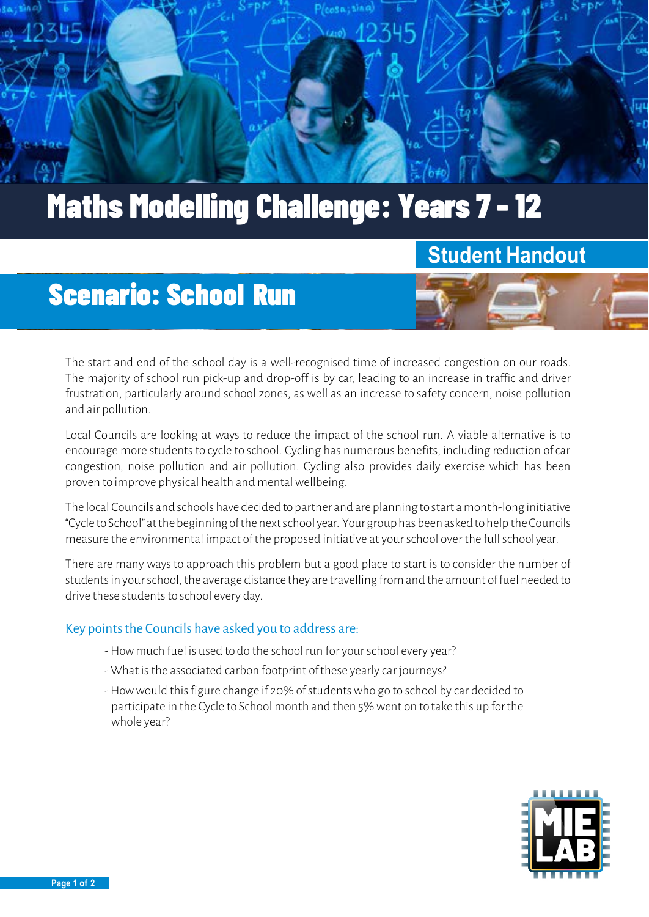# Maths Modelling Challenge: Years 7 - 12

## Student Handout

## Scenario: School Run

The start and end of the school day is a well-recognised time of increased congestion on our roads. The majority of school run pick-up and drop-off is by car, leading to an increase in traffic and driver frustration, particularly around school zones, as well as an increase to safety concern, noise pollution and air pollution.

Local Councils are looking at ways to reduce the impact of the school run. A viable alternative is to encourage more students to cycle to school. Cycling has numerous benefits, including reduction of car congestion, noise pollution and air pollution. Cycling also provides daily exercise which has been proven to improve physical health and mental wellbeing.

The local Councils and schools have decided to partner and are planning to start a month-long initiative "Cycle to School" at the beginning of the next school year. Your group has been asked to help the Councils measure the environmental impact of the proposed initiative at your school over the full school year.

There are many ways to approach this problem but a good place to start is to consider the number of students in your school, the average distance they are travelling from and the amount of fuel needed to drive these students to school every day.

### Key points the Councils have asked you to address are:

- How much fuel is used to do the school run for your school every year?
- What is the associated carbon footprint of these yearly car journeys?
- How would this figure change if 20% of students who go to school by car decided to participate in the Cycle to School month and then 5% went on to take this up for the whole year?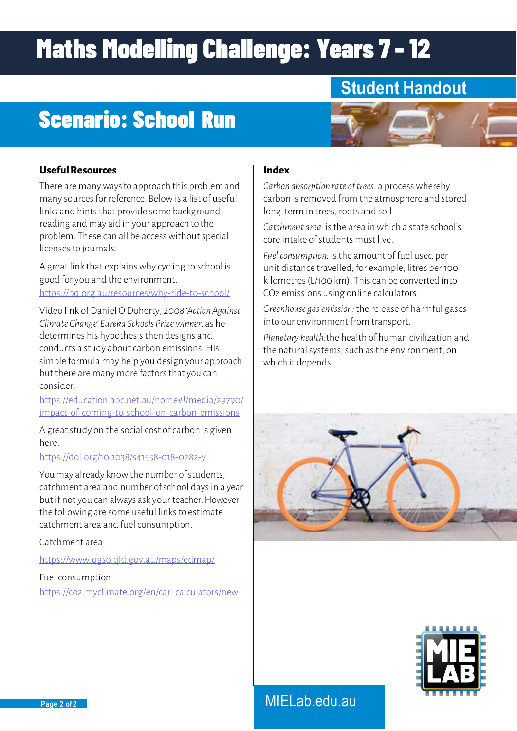# Maths Modelling Challenge: Years 7 - 12

## Student Handout

## Scenario: School Run

### Useful Resources

There are many ways to approach this problem and many sources for reference. Below is a list of useful links and hints that provide some background reading and may aid in your approach to the problem. These can all be access without special licenses to journals.

A great link that explains why cycling to school is good for you and the environment.

https://bq.org.au/resources/why-ride-to-school/

Video link of Daniel O'Doherty, *2008 'Action Against Climate Change' Eureka Schools Prize winner*, as he determines his hypothesis then designs and conducts a study about carbon emissions. His simple formula may help you design your approach but there are many more factors that you can consider.

https://education.abc.net.au/home#!/media/29790/impact-of-coming-to-school-on-carbon-emissions

A great study on the social cost of carbon is given here.

https://doi.org/10.1038/s41558-018-0282-y

You may already know the number of students, catchment area and number of school days in a year but if not you can always ask your teacher. However, the following are some useful links to estimate catchment area and fuel consumption.

Catchment area

https://www.qgso.qld.gov.au/maps/edmap/

Fuel consumption

https://co2.myclimate.org/en/car_calculators/new

### Index

*Carbon absorption rate of trees:* a process whereby carbon is removed from the atmosphere and stored long-term in trees, roots and soil.

*Catchment area:* is the area in which a state school's core intake of students must live.

*Fuel consumption:* is the amount of fuel used per unit distance travelled; for example, litres per 100 kilometres (L/100 km). This can be converted into $CO_2$ emissions using online calculators.

*Greenhouse gas emission:* the release of harmful gases into our environment from transport.

*Planetary health:* the health of human civilization and the natural systems, such as the environment, on which it depends.

MIELab.edu.au